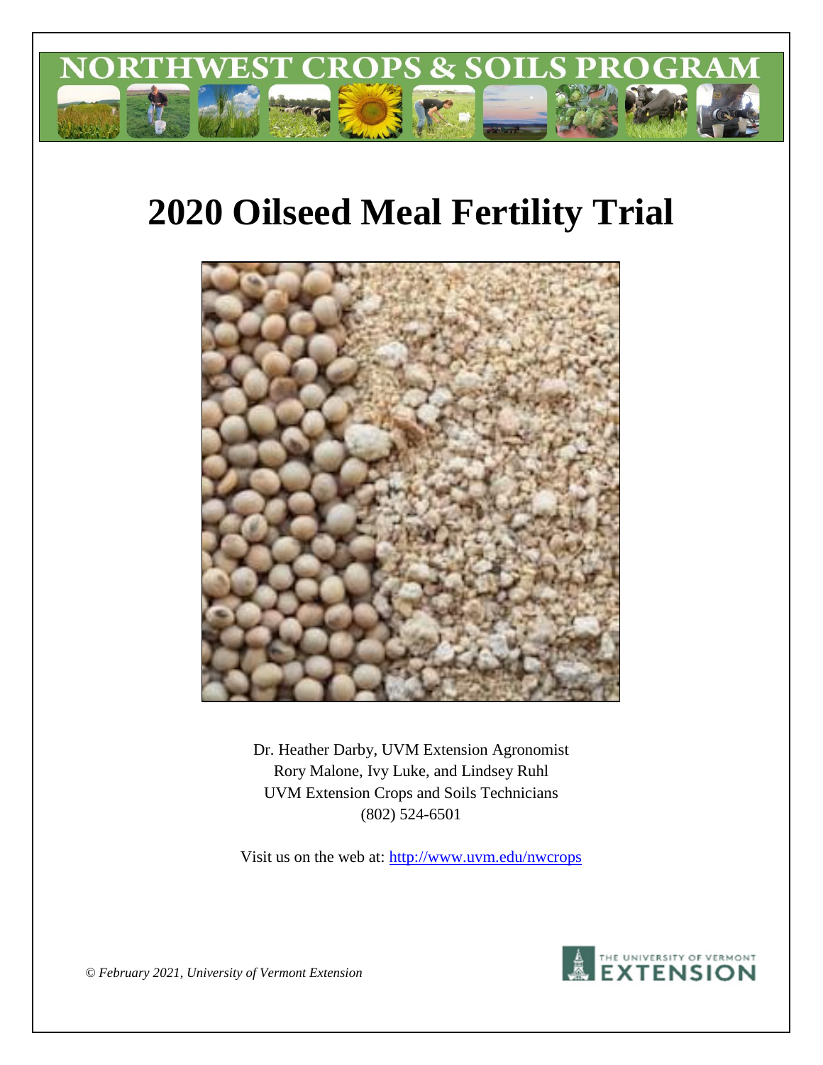NORTHWEST CROPS & SOILS PROGRAM

# 2020 Oilseed Meal Fertility Trial

Dr. Heather Darby, UVM Extension Agronomist
Rory Malone, Ivy Luke, and Lindsey Ruhl
UVM Extension Crops and Soils Technicians
(802) 524-6501

Visit us on the web at: http://www.uvm.edu/nwcrops

*© February 2021, University of Vermont Extension*

THE UNIVERSITY OF VERMONT EXTENSION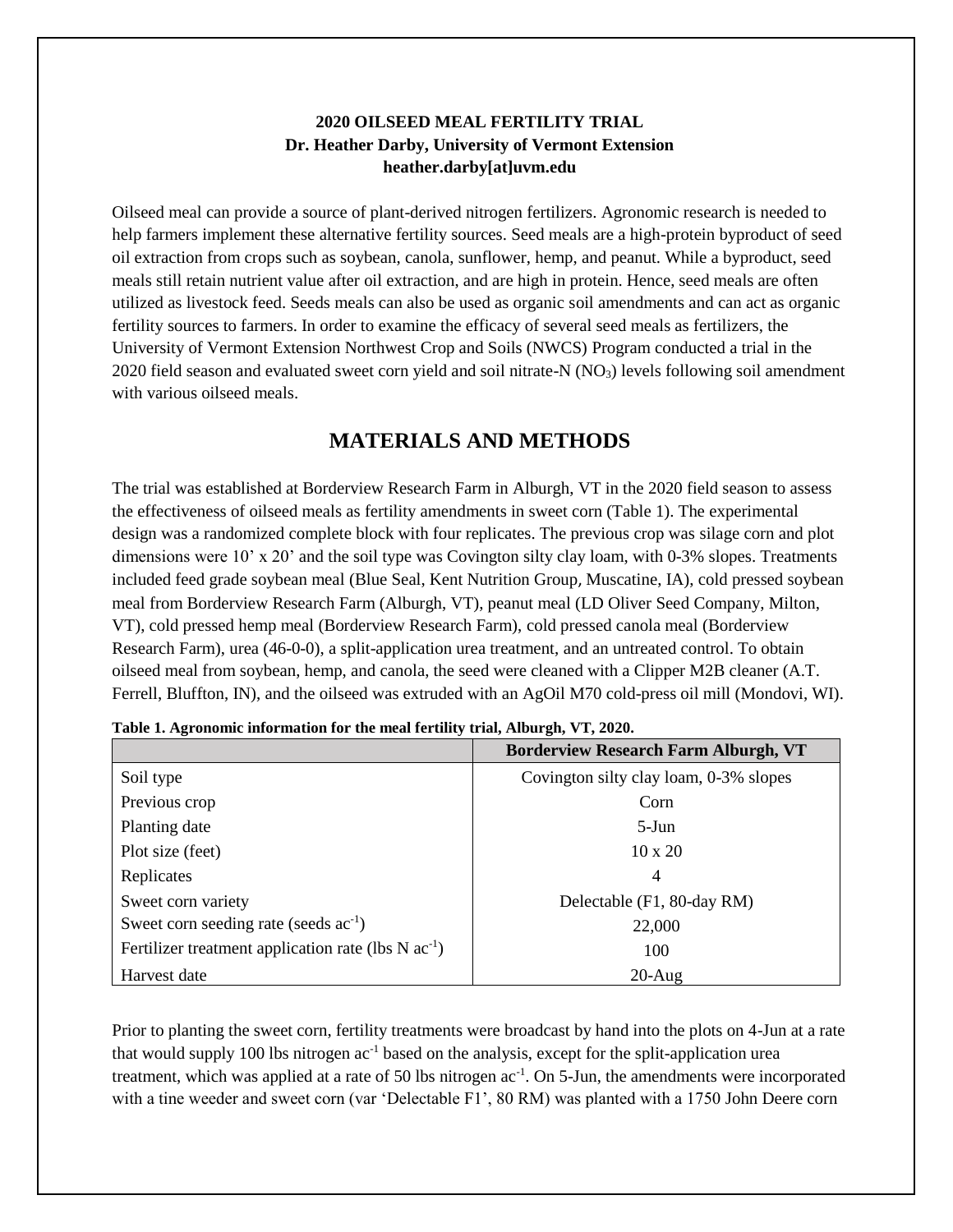**2020 OILSEED MEAL FERTILITY TRIAL**
**Dr. Heather Darby, University of Vermont Extension**
**heather.darby[at]uvm.edu**

Oilseed meal can provide a source of plant-derived nitrogen fertilizers. Agronomic research is needed to help farmers implement these alternative fertility sources. Seed meals are a high-protein byproduct of seed oil extraction from crops such as soybean, canola, sunflower, hemp, and peanut. While a byproduct, seed meals still retain nutrient value after oil extraction, and are high in protein. Hence, seed meals are often utilized as livestock feed. Seeds meals can also be used as organic soil amendments and can act as organic fertility sources to farmers. In order to examine the efficacy of several seed meals as fertilizers, the University of Vermont Extension Northwest Crop and Soils (NWCS) Program conducted a trial in the 2020 field season and evaluated sweet corn yield and soil nitrate-N ($NO_3$) levels following soil amendment with various oilseed meals.

## MATERIALS AND METHODS

The trial was established at Borderview Research Farm in Alburgh, VT in the 2020 field season to assess the effectiveness of oilseed meals as fertility amendments in sweet corn (Table 1). The experimental design was a randomized complete block with four replicates. The previous crop was silage corn and plot dimensions were 10' x 20' and the soil type was Covington silty clay loam, with 0-3% slopes. Treatments included feed grade soybean meal (Blue Seal, Kent Nutrition Group, Muscatine, IA), cold pressed soybean meal from Borderview Research Farm (Alburgh, VT), peanut meal (LD Oliver Seed Company, Milton, VT), cold pressed hemp meal (Borderview Research Farm), cold pressed canola meal (Borderview Research Farm), urea (46-0-0), a split-application urea treatment, and an untreated control. To obtain oilseed meal from soybean, hemp, and canola, the seed were cleaned with a Clipper M2B cleaner (A.T. Ferrell, Bluffton, IN), and the oilseed was extruded with an AgOil M70 cold-press oil mill (Mondovi, WI).

**Table 1. Agronomic information for the meal fertility trial, Alburgh, VT, 2020.**

| | Borderview Research Farm Alburgh, VT |
|---|---|
| Soil type | Covington silty clay loam, 0-3% slopes |
| Previous crop | Corn |
| Planting date | 5-Jun |
| Plot size (feet) | 10 x 20 |
| Replicates | 4 |
| Sweet corn variety | Delectable (F1, 80-day RM) |
| Sweet corn seeding rate (seeds $ac^{-1}$) | 22,000 |
| Fertilizer treatment application rate (lbs N $ac^{-1}$) | 100 |
| Harvest date | 20-Aug |

Prior to planting the sweet corn, fertility treatments were broadcast by hand into the plots on 4-Jun at a rate that would supply 100 lbs nitrogen $ac^{-1}$ based on the analysis, except for the split-application urea treatment, which was applied at a rate of 50 lbs nitrogen $ac^{-1}$. On 5-Jun, the amendments were incorporated with a tine weeder and sweet corn (var 'Delectable F1', 80 RM) was planted with a 1750 John Deere corn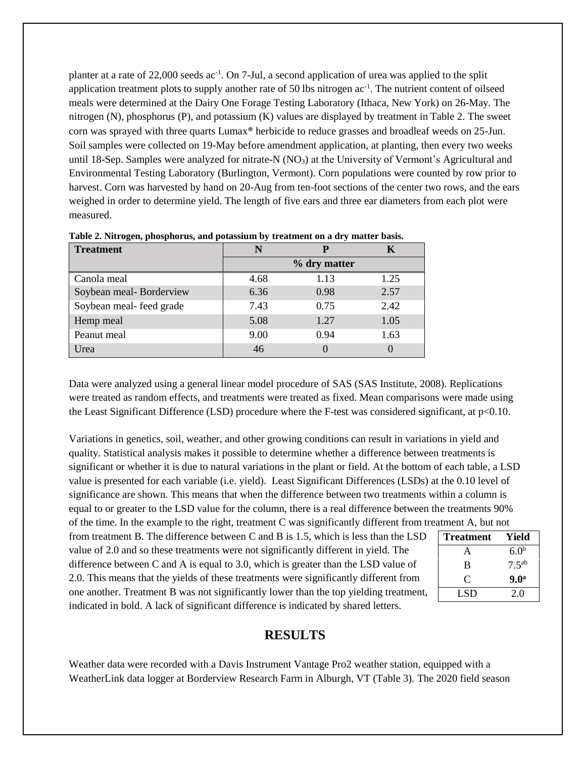planter at a rate of 22,000 seeds $ac^{-1}$. On 7-Jul, a second application of urea was applied to the split application treatment plots to supply another rate of 50 lbs nitrogen $ac^{-1}$. The nutrient content of oilseed meals were determined at the Dairy One Forage Testing Laboratory (Ithaca, New York) on 26-May. The nitrogen (N), phosphorus (P), and potassium (K) values are displayed by treatment in Table 2. The sweet corn was sprayed with three quarts Lumax® herbicide to reduce grasses and broadleaf weeds on 25-Jun. Soil samples were collected on 19-May before amendment application, at planting, then every two weeks until 18-Sep. Samples were analyzed for nitrate-N ($NO_3$) at the University of Vermont's Agricultural and Environmental Testing Laboratory (Burlington, Vermont). Corn populations were counted by row prior to harvest. Corn was harvested by hand on 20-Aug from ten-foot sections of the center two rows, and the ears weighed in order to determine yield. The length of five ears and three ear diameters from each plot were measured.

**Table 2. Nitrogen, phosphorus, and potassium by treatment on a dry matter basis.**

| Treatment | N | P | K |
|---|---|---|---|
| | % dry matter | | |
| Canola meal | 4.68 | 1.13 | 1.25 |
| Soybean meal- Borderview | 6.36 | 0.98 | 2.57 |
| Soybean meal- feed grade | 7.43 | 0.75 | 2.42 |
| Hemp meal | 5.08 | 1.27 | 1.05 |
| Peanut meal | 9.00 | 0.94 | 1.63 |
| Urea | 46 | 0 | 0 |

Data were analyzed using a general linear model procedure of SAS (SAS Institute, 2008). Replications were treated as random effects, and treatments were treated as fixed. Mean comparisons were made using the Least Significant Difference (LSD) procedure where the F-test was considered significant, at $p<0.10$.

Variations in genetics, soil, weather, and other growing conditions can result in variations in yield and quality. Statistical analysis makes it possible to determine whether a difference between treatments is significant or whether it is due to natural variations in the plant or field. At the bottom of each table, a LSD value is presented for each variable (i.e. yield). Least Significant Differences (LSDs) at the 0.10 level of significance are shown. This means that when the difference between two treatments within a column is equal to or greater to the LSD value for the column, there is a real difference between the treatments 90% of the time. In the example to the right, treatment C was significantly different from treatment A, but not from treatment B. The difference between C and B is 1.5, which is less than the LSD value of 2.0 and so these treatments were not significantly different in yield. The difference between C and A is equal to 3.0, which is greater than the LSD value of 2.0. This means that the yields of these treatments were significantly different from one another. Treatment B was not significantly lower than the top yielding treatment, indicated in bold. A lack of significant difference is indicated by shared letters.

| Treatment | Yield |
|---|---|
| A | $6.0^{b}$ |
| B | $7.5^{ab}$ |
| C | **$9.0^{a}$** |
| LSD | 2.0 |

## RESULTS

Weather data were recorded with a Davis Instrument Vantage Pro2 weather station, equipped with a WeatherLink data logger at Borderview Research Farm in Alburgh, VT (Table 3). The 2020 field season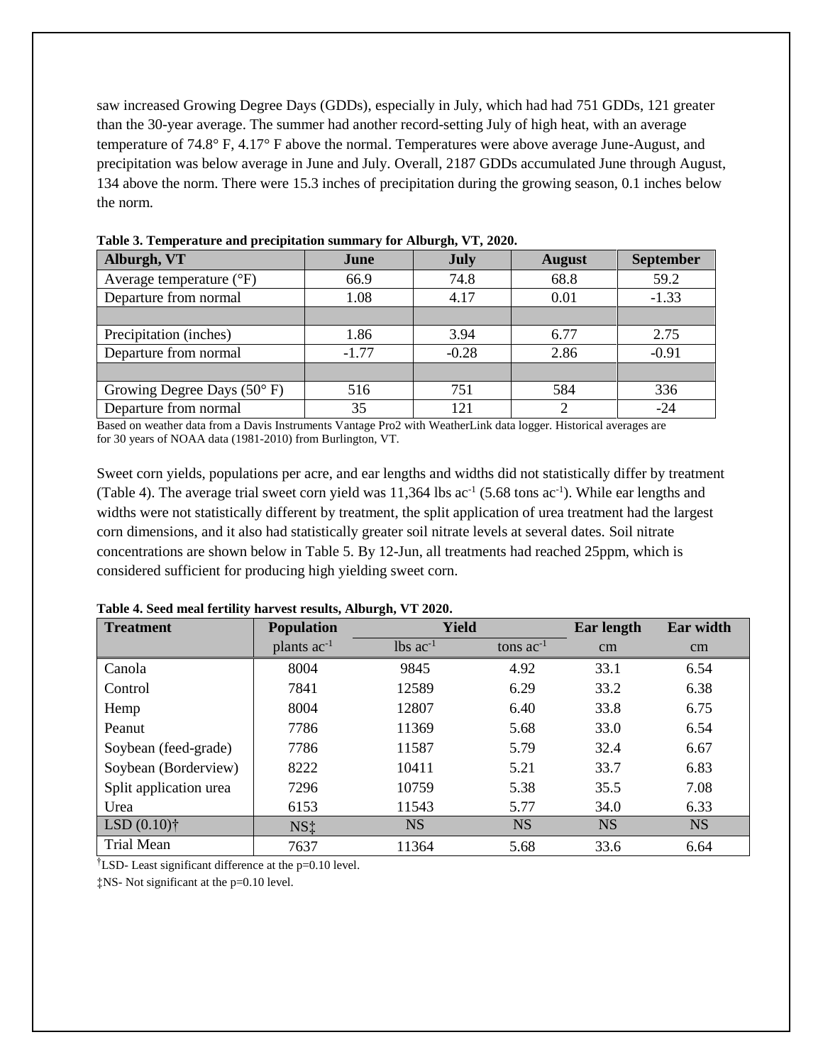saw increased Growing Degree Days (GDDs), especially in July, which had had 751 GDDs, 121 greater than the 30-year average. The summer had another record-setting July of high heat, with an average temperature of 74.8° F, 4.17° F above the normal. Temperatures were above average June-August, and precipitation was below average in June and July. Overall, 2187 GDDs accumulated June through August, 134 above the norm. There were 15.3 inches of precipitation during the growing season, 0.1 inches below the norm.

**Table 3. Temperature and precipitation summary for Alburgh, VT, 2020.**

| Alburgh, VT | June | July | August | September |
|---|---|---|---|---|
| Average temperature (°F) | 66.9 | 74.8 | 68.8 | 59.2 |
| Departure from normal | 1.08 | 4.17 | 0.01 | -1.33 |
| | | | | |
| Precipitation (inches) | 1.86 | 3.94 | 6.77 | 2.75 |
| Departure from normal | -1.77 | -0.28 | 2.86 | -0.91 |
| | | | | |
| Growing Degree Days (50° F) | 516 | 751 | 584 | 336 |
| Departure from normal | 35 | 121 | 2 | -24 |

Based on weather data from a Davis Instruments Vantage Pro2 with WeatherLink data logger. Historical averages are for 30 years of NOAA data (1981-2010) from Burlington, VT.

Sweet corn yields, populations per acre, and ear lengths and widths did not statistically differ by treatment (Table 4). The average trial sweet corn yield was 11,364 lbs $ac^{-1}$ (5.68 tons $ac^{-1}$). While ear lengths and widths were not statistically different by treatment, the split application of urea treatment had the largest corn dimensions, and it also had statistically greater soil nitrate levels at several dates. Soil nitrate concentrations are shown below in Table 5. By 12-Jun, all treatments had reached 25ppm, which is considered sufficient for producing high yielding sweet corn.

**Table 4. Seed meal fertility harvest results, Alburgh, VT 2020.**

| Treatment | Population | Yield | | Ear length | Ear width |
|---|---|---|---|---|---|
| | plants $ac^{-1}$ | lbs $ac^{-1}$ | tons $ac^{-1}$ | cm | cm |
| Canola | 8004 | 9845 | 4.92 | 33.1 | 6.54 |
| Control | 7841 | 12589 | 6.29 | 33.2 | 6.38 |
| Hemp | 8004 | 12807 | 6.40 | 33.8 | 6.75 |
| Peanut | 7786 | 11369 | 5.68 | 33.0 | 6.54 |
| Soybean (feed-grade) | 7786 | 11587 | 5.79 | 32.4 | 6.67 |
| Soybean (Borderview) | 8222 | 10411 | 5.21 | 33.7 | 6.83 |
| Split application urea | 7296 | 10759 | 5.38 | 35.5 | 7.08 |
| Urea | 6153 | 11543 | 5.77 | 34.0 | 6.33 |
| LSD (0.10)† | NS‡ | NS | NS | NS | NS |
| Trial Mean | 7637 | 11364 | 5.68 | 33.6 | 6.64 |

†LSD- Least significant difference at the p=0.10 level.

‡NS- Not significant at the p=0.10 level.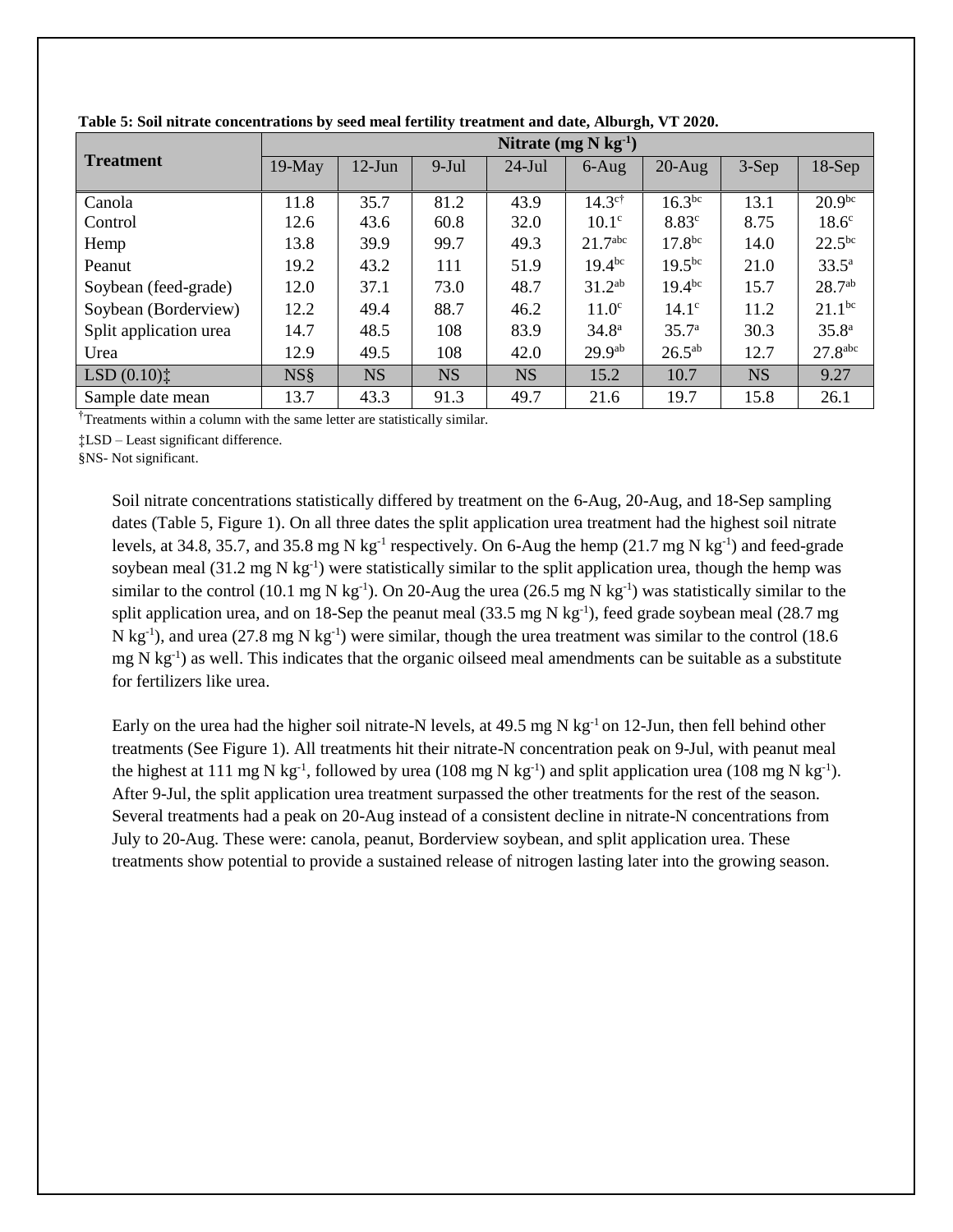**Table 5: Soil nitrate concentrations by seed meal fertility treatment and date, Alburgh, VT 2020.**

| Treatment | Nitrate (mg N kg$^{-1}$) | | | | | | | |
|---|---|---|---|---|---|---|---|---|
| | 19-May | 12-Jun | 9-Jul | 24-Jul | 6-Aug | 20-Aug | 3-Sep | 18-Sep |
| Canola | 11.8 | 35.7 | 81.2 | 43.9 | 14.3$^{c†}$ | 16.3$^{bc}$ | 13.1 | 20.9$^{bc}$ |
| Control | 12.6 | 43.6 | 60.8 | 32.0 | 10.1$^{c}$ | 8.83$^{c}$ | 8.75 | 18.6$^{c}$ |
| Hemp | 13.8 | 39.9 | 99.7 | 49.3 | 21.7$^{abc}$ | 17.8$^{bc}$ | 14.0 | 22.5$^{bc}$ |
| Peanut | 19.2 | 43.2 | 111 | 51.9 | 19.4$^{bc}$ | 19.5$^{bc}$ | 21.0 | 33.5$^{a}$ |
| Soybean (feed-grade) | 12.0 | 37.1 | 73.0 | 48.7 | 31.2$^{ab}$ | 19.4$^{bc}$ | 15.7 | 28.7$^{ab}$ |
| Soybean (Borderview) | 12.2 | 49.4 | 88.7 | 46.2 | 11.0$^{c}$ | 14.1$^{c}$ | 11.2 | 21.1$^{bc}$ |
| Split application urea | 14.7 | 48.5 | 108 | 83.9 | 34.8$^{a}$ | 35.7$^{a}$ | 30.3 | 35.8$^{a}$ |
| Urea | 12.9 | 49.5 | 108 | 42.0 | 29.9$^{ab}$ | 26.5$^{ab}$ | 12.7 | 27.8$^{abc}$ |
| LSD (0.10)‡ | NS§ | NS | NS | NS | 15.2 | 10.7 | NS | 9.27 |
| Sample date mean | 13.7 | 43.3 | 91.3 | 49.7 | 21.6 | 19.7 | 15.8 | 26.1 |

†Treatments within a column with the same letter are statistically similar.

‡LSD – Least significant difference.

§NS- Not significant.

Soil nitrate concentrations statistically differed by treatment on the 6-Aug, 20-Aug, and 18-Sep sampling dates (Table 5, Figure 1). On all three dates the split application urea treatment had the highest soil nitrate levels, at 34.8, 35.7, and 35.8 mg N kg$^{-1}$ respectively. On 6-Aug the hemp (21.7 mg N kg$^{-1}$) and feed-grade soybean meal (31.2 mg N kg$^{-1}$) were statistically similar to the split application urea, though the hemp was similar to the control (10.1 mg N kg$^{-1}$). On 20-Aug the urea (26.5 mg N kg$^{-1}$) was statistically similar to the split application urea, and on 18-Sep the peanut meal (33.5 mg N kg$^{-1}$), feed grade soybean meal (28.7 mg N kg$^{-1}$), and urea (27.8 mg N kg$^{-1}$) were similar, though the urea treatment was similar to the control (18.6 mg N kg$^{-1}$) as well. This indicates that the organic oilseed meal amendments can be suitable as a substitute for fertilizers like urea.

Early on the urea had the higher soil nitrate-N levels, at 49.5 mg N kg$^{-1}$ on 12-Jun, then fell behind other treatments (See Figure 1). All treatments hit their nitrate-N concentration peak on 9-Jul, with peanut meal the highest at 111 mg N kg$^{-1}$, followed by urea (108 mg N kg$^{-1}$) and split application urea (108 mg N kg$^{-1}$). After 9-Jul, the split application urea treatment surpassed the other treatments for the rest of the season. Several treatments had a peak on 20-Aug instead of a consistent decline in nitrate-N concentrations from July to 20-Aug. These were: canola, peanut, Borderview soybean, and split application urea. These treatments show potential to provide a sustained release of nitrogen lasting later into the growing season.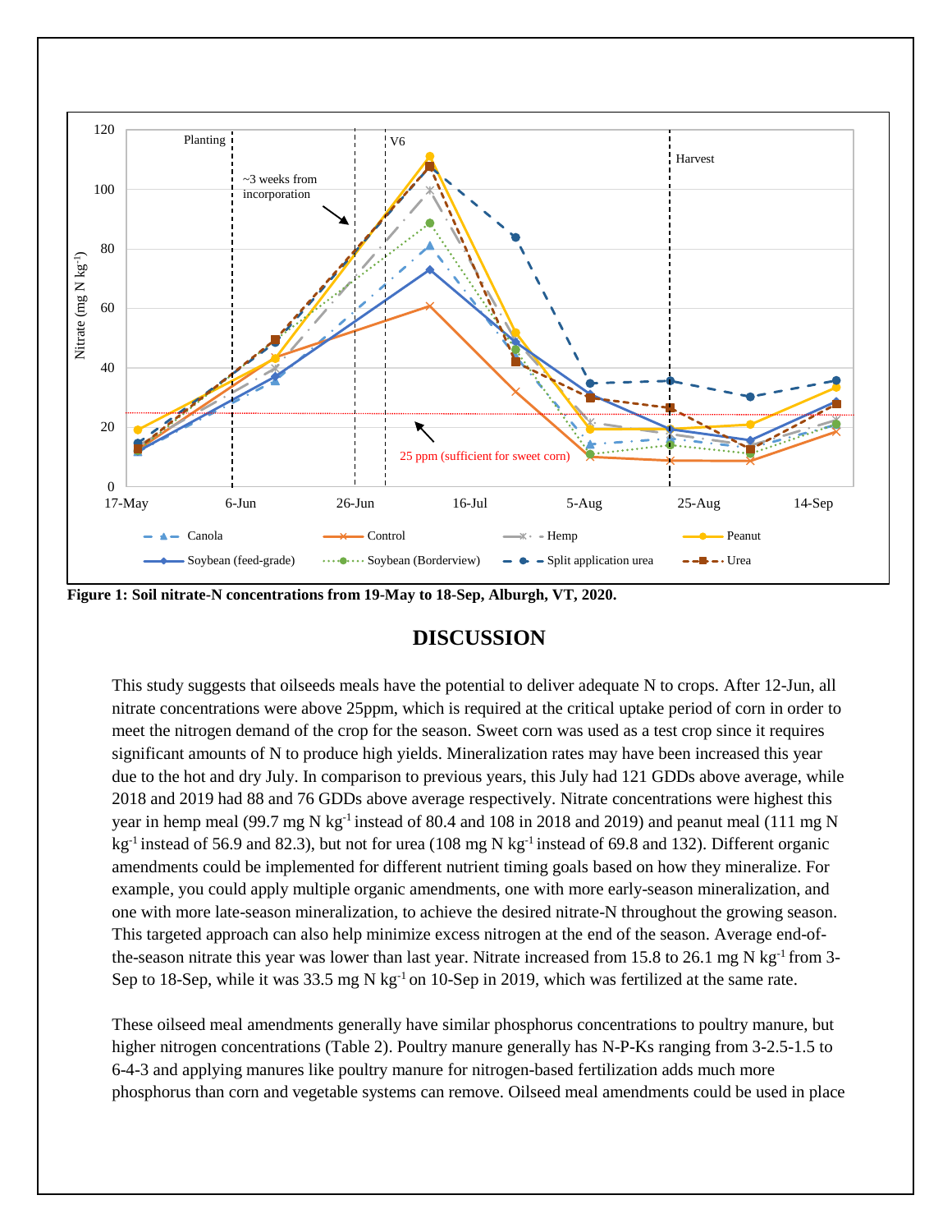120
100
80
60
40
20
0

Nitrate (mg N kg$^{-1}$)

17-May
6-Jun
26-Jun
16-Jul
5-Aug
25-Aug
14-Sep

Planting

~3 weeks from incorporation

V6

Harvest

25 ppm (sufficient for sweet corn)

Canola
Control
Hemp
Peanut
Soybean (feed-grade)
Soybean (Borderview)
Split application urea
Urea

**Figure 1: Soil nitrate-N concentrations from 19-May to 18-Sep, Alburgh, VT, 2020.**

## DISCUSSION

This study suggests that oilseeds meals have the potential to deliver adequate N to crops. After 12-Jun, all nitrate concentrations were above 25ppm, which is required at the critical uptake period of corn in order to meet the nitrogen demand of the crop for the season. Sweet corn was used as a test crop since it requires significant amounts of N to produce high yields. Mineralization rates may have been increased this year due to the hot and dry July. In comparison to previous years, this July had 121 GDDs above average, while 2018 and 2019 had 88 and 76 GDDs above average respectively. Nitrate concentrations were highest this year in hemp meal (99.7 mg N kg$^{-1}$ instead of 80.4 and 108 in 2018 and 2019) and peanut meal (111 mg N kg$^{-1}$ instead of 56.9 and 82.3), but not for urea (108 mg N kg$^{-1}$ instead of 69.8 and 132). Different organic amendments could be implemented for different nutrient timing goals based on how they mineralize. For example, you could apply multiple organic amendments, one with more early-season mineralization, and one with more late-season mineralization, to achieve the desired nitrate-N throughout the growing season. This targeted approach can also help minimize excess nitrogen at the end of the season. Average end-of-the-season nitrate this year was lower than last year. Nitrate increased from 15.8 to 26.1 mg N kg$^{-1}$ from 3-Sep to 18-Sep, while it was 33.5 mg N kg$^{-1}$ on 10-Sep in 2019, which was fertilized at the same rate.

These oilseed meal amendments generally have similar phosphorus concentrations to poultry manure, but higher nitrogen concentrations (Table 2). Poultry manure generally has N-P-Ks ranging from 3-2.5-1.5 to 6-4-3 and applying manures like poultry manure for nitrogen-based fertilization adds much more phosphorus than corn and vegetable systems can remove. Oilseed meal amendments could be used in place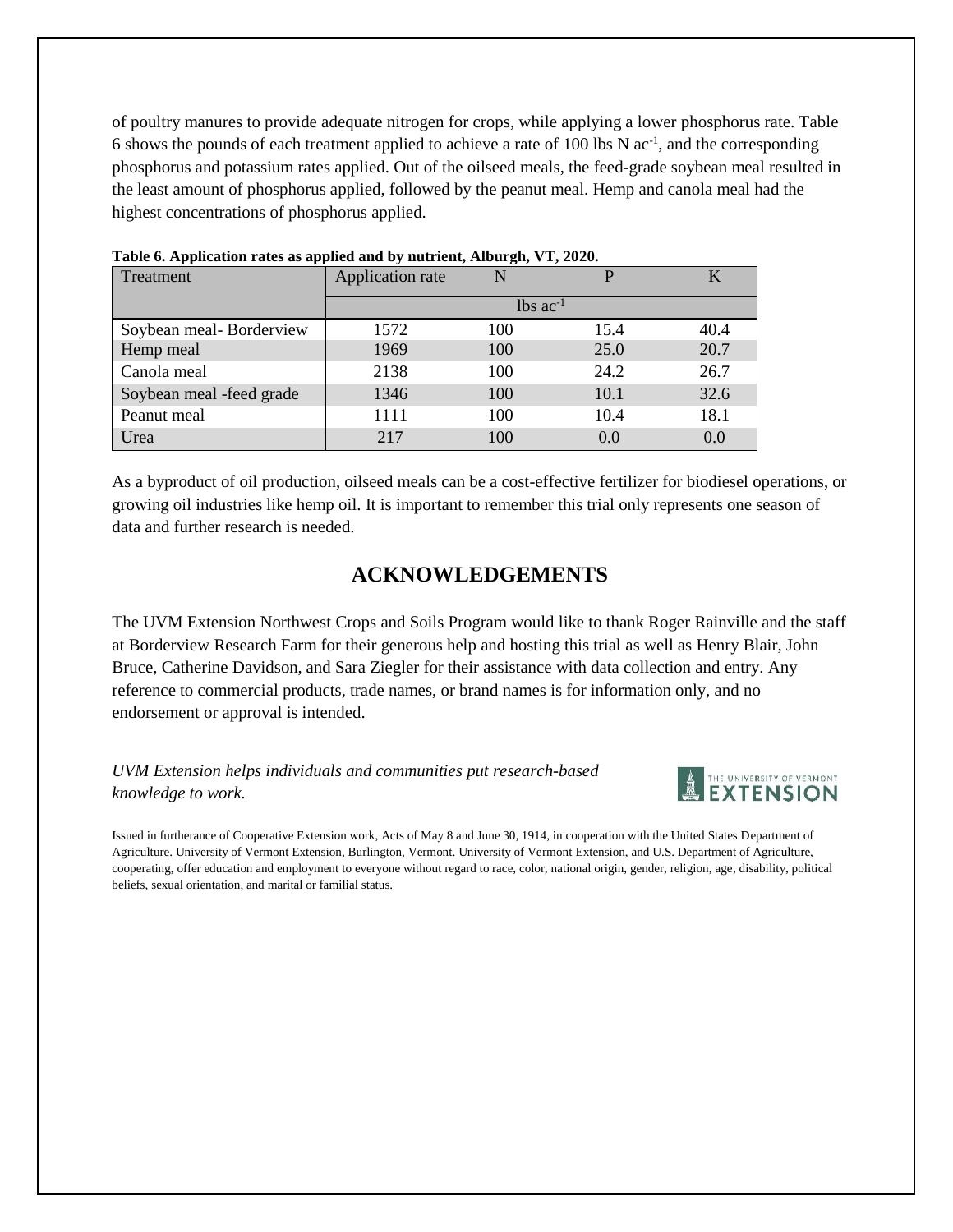of poultry manures to provide adequate nitrogen for crops, while applying a lower phosphorus rate. Table 6 shows the pounds of each treatment applied to achieve a rate of 100 lbs N ac$^{-1}$, and the corresponding phosphorus and potassium rates applied. Out of the oilseed meals, the feed-grade soybean meal resulted in the least amount of phosphorus applied, followed by the peanut meal. Hemp and canola meal had the highest concentrations of phosphorus applied.

**Table 6. Application rates as applied and by nutrient, Alburgh, VT, 2020.**

| Treatment | Application rate | N | P | K |
|---|---|---|---|---|
| | lbs ac$^{-1}$ | | | |
| Soybean meal- Borderview | 1572 | 100 | 15.4 | 40.4 |
| Hemp meal | 1969 | 100 | 25.0 | 20.7 |
| Canola meal | 2138 | 100 | 24.2 | 26.7 |
| Soybean meal -feed grade | 1346 | 100 | 10.1 | 32.6 |
| Peanut meal | 1111 | 100 | 10.4 | 18.1 |
| Urea | 217 | 100 | 0.0 | 0.0 |

As a byproduct of oil production, oilseed meals can be a cost-effective fertilizer for biodiesel operations, or growing oil industries like hemp oil. It is important to remember this trial only represents one season of data and further research is needed.

## ACKNOWLEDGEMENTS

The UVM Extension Northwest Crops and Soils Program would like to thank Roger Rainville and the staff at Borderview Research Farm for their generous help and hosting this trial as well as Henry Blair, John Bruce, Catherine Davidson, and Sara Ziegler for their assistance with data collection and entry. Any reference to commercial products, trade names, or brand names is for information only, and no endorsement or approval is intended.

*UVM Extension helps individuals and communities put research-based knowledge to work.*

THE UNIVERSITY OF VERMONT EXTENSION

Issued in furtherance of Cooperative Extension work, Acts of May 8 and June 30, 1914, in cooperation with the United States Department of Agriculture. University of Vermont Extension, Burlington, Vermont. University of Vermont Extension, and U.S. Department of Agriculture, cooperating, offer education and employment to everyone without regard to race, color, national origin, gender, religion, age, disability, political beliefs, sexual orientation, and marital or familial status.